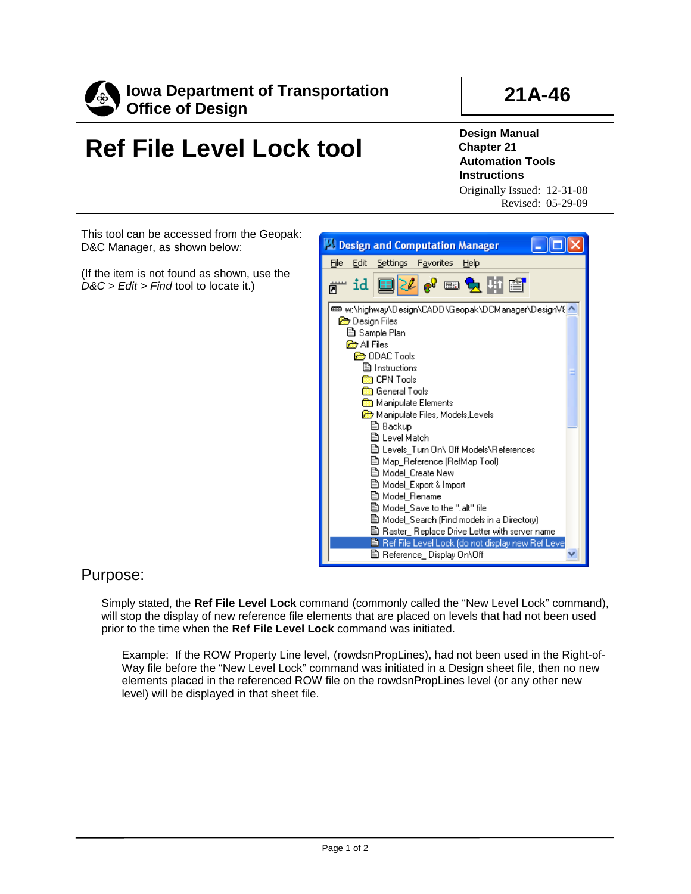**Iowa Department of Transportation**
**Office of Design**

**21A-46**

# Ref File Level Lock tool

**Design Manual**
**Chapter 21**
**Automation Tools**
**Instructions**

Originally Issued: 12-31-08
Revised: 05-29-09

This tool can be accessed from the Geopak: D&C Manager, as shown below:

(If the item is not found as shown, use the *D&C* > *Edit* > *Find* tool to locate it.)

## Purpose:

Simply stated, the **Ref File Level Lock** command (commonly called the "New Level Lock" command), will stop the display of new reference file elements that are placed on levels that had not been used prior to the time when the **Ref File Level Lock** command was initiated.

Example: If the ROW Property Line level, (rowdsnPropLines), had not been used in the Right-of-Way file before the "New Level Lock" command was initiated in a Design sheet file, then no new elements placed in the referenced ROW file on the rowdsnPropLines level (or any other new level) will be displayed in that sheet file.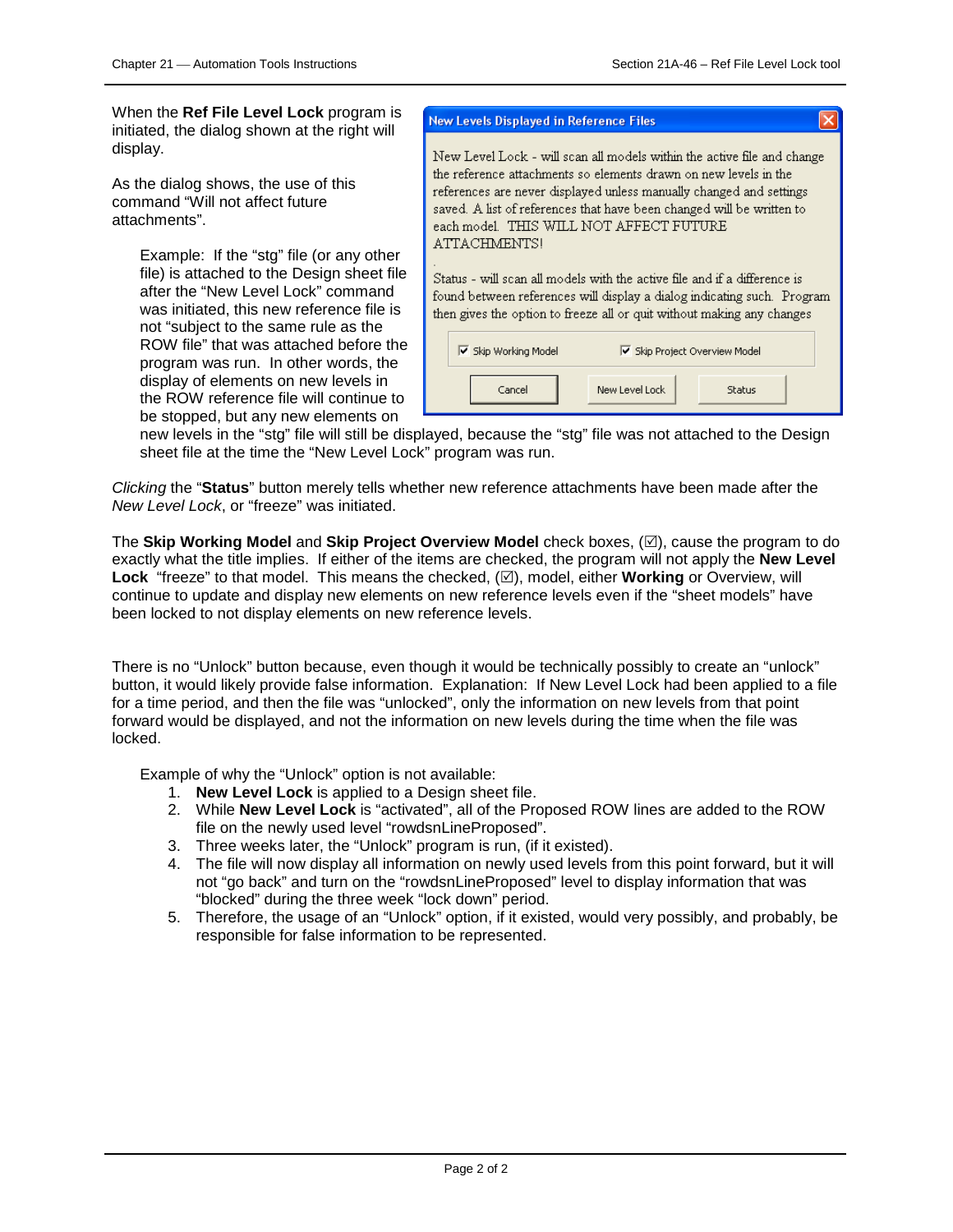When the **Ref File Level Lock** program is initiated, the dialog shown at the right will display.

As the dialog shows, the use of this command "Will not affect future attachments".

> Example: If the "stg" file (or any other file) is attached to the Design sheet file after the "New Level Lock" command was initiated, this new reference file is not "subject to the same rule as the ROW file" that was attached before the program was run. In other words, the display of elements on new levels in the ROW reference file will continue to be stopped, but any new elements on new levels in the "stg" file will still be displayed, because the "stg" file was not attached to the Design sheet file at the time the "New Level Lock" program was run.

**New Levels Displayed in Reference Files**

New Level Lock - will scan all models within the active file and change the reference attachments so elements drawn on new levels in the references are never displayed unless manually changed and settings saved. A list of references that have been changed will be written to each model. THIS WILL NOT AFFECT FUTURE ATTACHMENTS!

Status - will scan all models with the active file and if a difference is found between references will display a dialog indicating such. Program then gives the option to freeze all or quit without making any changes

☑ Skip Working Model ☑ Skip Project Overview Model

Cancel | New Level Lock | Status

*Clicking* the "**Status**" button merely tells whether new reference attachments have been made after the *New Level Lock*, or "freeze" was initiated.

The **Skip Working Model** and **Skip Project Overview Model** check boxes, (☑), cause the program to do exactly what the title implies. If either of the items are checked, the program will not apply the **New Level Lock** "freeze" to that model. This means the checked, (☑), model, either **Working** or Overview, will continue to update and display new elements on new reference levels even if the "sheet models" have been locked to not display elements on new reference levels.

There is no "Unlock" button because, even though it would be technically possibly to create an "unlock" button, it would likely provide false information. Explanation: If New Level Lock had been applied to a file for a time period, and then the file was "unlocked", only the information on new levels from that point forward would be displayed, and not the information on new levels during the time when the file was locked.

Example of why the "Unlock" option is not available:

1. **New Level Lock** is applied to a Design sheet file.
2. While **New Level Lock** is "activated", all of the Proposed ROW lines are added to the ROW file on the newly used level "rowdsnLineProposed".
3. Three weeks later, the "Unlock" program is run, (if it existed).
4. The file will now display all information on newly used levels from this point forward, but it will not "go back" and turn on the "rowdsnLineProposed" level to display information that was "blocked" during the three week "lock down" period.
5. Therefore, the usage of an "Unlock" option, if it existed, would very possibly, and probably, be responsible for false information to be represented.